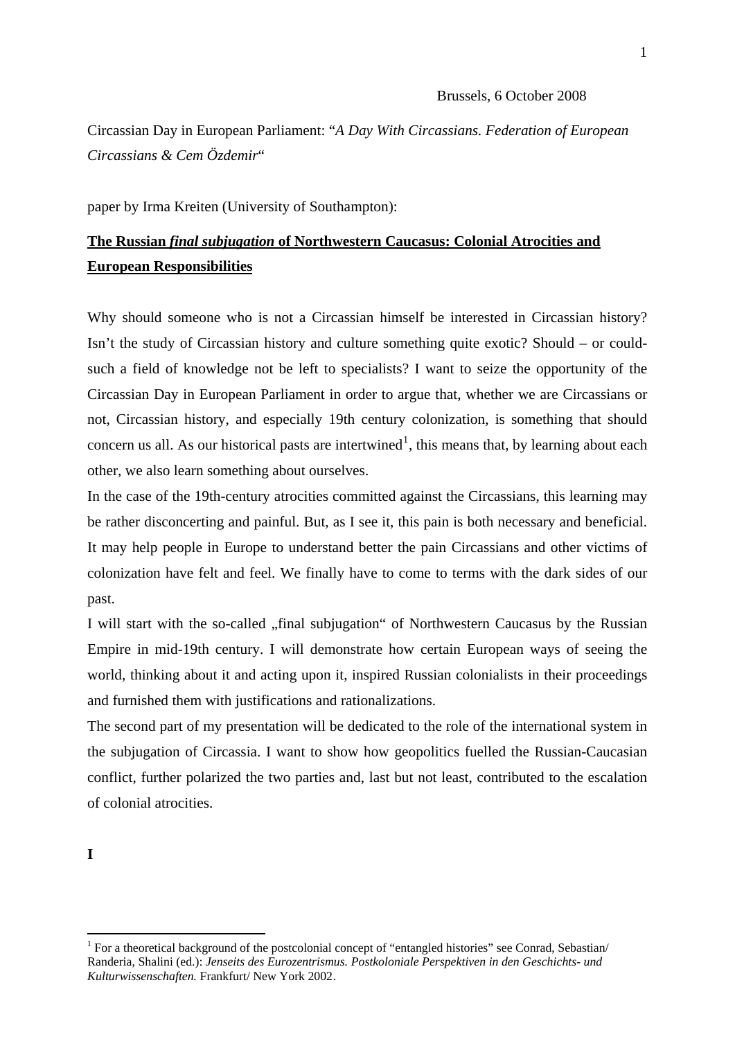Brussels, 6 October 2008

Circassian Day in European Parliament: "*A Day With Circassians. Federation of European Circassians & Cem Özdemir*"

paper by Irma Kreiten (University of Southampton):

## The Russian *final subjugation* of Northwestern Caucasus: Colonial Atrocities and European Responsibilities

Why should someone who is not a Circassian himself be interested in Circassian history? Isn't the study of Circassian history and culture something quite exotic? Should – or could- such a field of knowledge not be left to specialists? I want to seize the opportunity of the Circassian Day in European Parliament in order to argue that, whether we are Circassians or not, Circassian history, and especially 19th century colonization, is something that should concern us all. As our historical pasts are intertwined[1], this means that, by learning about each other, we also learn something about ourselves.

In the case of the 19th-century atrocities committed against the Circassians, this learning may be rather disconcerting and painful. But, as I see it, this pain is both necessary and beneficial. It may help people in Europe to understand better the pain Circassians and other victims of colonization have felt and feel. We finally have to come to terms with the dark sides of our past.

I will start with the so-called „final subjugation" of Northwestern Caucasus by the Russian Empire in mid-19th century. I will demonstrate how certain European ways of seeing the world, thinking about it and acting upon it, inspired Russian colonialists in their proceedings and furnished them with justifications and rationalizations.

The second part of my presentation will be dedicated to the role of the international system in the subjugation of Circassia. I want to show how geopolitics fuelled the Russian-Caucasian conflict, further polarized the two parties and, last but not least, contributed to the escalation of colonial atrocities.

**I**

[1] For a theoretical background of the postcolonial concept of "entangled histories" see Conrad, Sebastian/ Randeria, Shalini (ed.): *Jenseits des Eurozentrismus. Postkoloniale Perspektiven in den Geschichts- und Kulturwissenschaften.* Frankfurt/ New York 2002.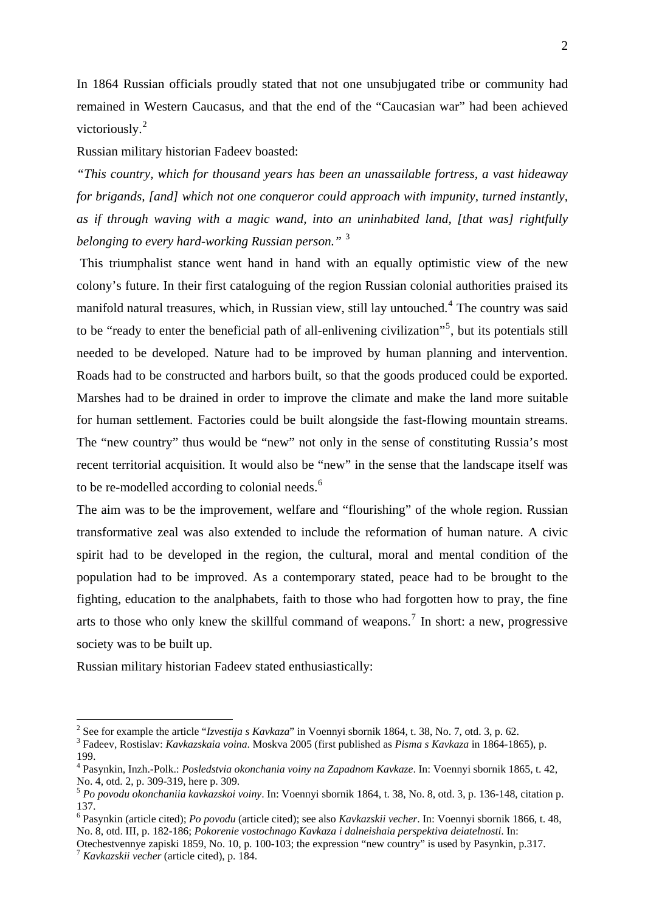In 1864 Russian officials proudly stated that not one unsubjugated tribe or community had remained in Western Caucasus, and that the end of the "Caucasian war" had been achieved victoriously.[2]

Russian military historian Fadeev boasted:

*"This country, which for thousand years has been an unassailable fortress, a vast hideaway for brigands, [and] which not one conqueror could approach with impunity, turned instantly, as if through waving with a magic wand, into an uninhabited land, [that was] rightfully belonging to every hard-working Russian person."* [3]

This triumphalist stance went hand in hand with an equally optimistic view of the new colony's future. In their first cataloguing of the region Russian colonial authorities praised its manifold natural treasures, which, in Russian view, still lay untouched.[4] The country was said to be "ready to enter the beneficial path of all-enlivening civilization"[5], but its potentials still needed to be developed. Nature had to be improved by human planning and intervention. Roads had to be constructed and harbors built, so that the goods produced could be exported. Marshes had to be drained in order to improve the climate and make the land more suitable for human settlement. Factories could be built alongside the fast-flowing mountain streams. The "new country" thus would be "new" not only in the sense of constituting Russia's most recent territorial acquisition. It would also be "new" in the sense that the landscape itself was to be re-modelled according to colonial needs.[6]

The aim was to be the improvement, welfare and "flourishing" of the whole region. Russian transformative zeal was also extended to include the reformation of human nature. A civic spirit had to be developed in the region, the cultural, moral and mental condition of the population had to be improved. As a contemporary stated, peace had to be brought to the fighting, education to the analphabets, faith to those who had forgotten how to pray, the fine arts to those who only knew the skillful command of weapons.[7] In short: a new, progressive society was to be built up.

Russian military historian Fadeev stated enthusiastically:

---

[2] See for example the article "*Izvestija s Kavkaza*" in Voennyi sbornik 1864, t. 38, No. 7, otd. 3, p. 62.

[3] Fadeev, Rostislav: *Kavkazskaia voina.* Moskva 2005 (first published as *Pisma s Kavkaza* in 1864-1865), p. 199.

[4] Pasynkin, Inzh.-Polk.: *Posledstvia okonchania voiny na Zapadnom Kavkaze*. In: Voennyi sbornik 1865, t. 42, No. 4, otd. 2, p. 309-319, here p. 309.

[5] *Po povodu okonchaniia kavkazskoi voiny*. In: Voennyi sbornik 1864, t. 38, No. 8, otd. 3, p. 136-148, citation p. 137.

[6] Pasynkin (article cited); *Po povodu* (article cited); see also *Kavkazskii vecher*. In: Voennyi sbornik 1866, t. 48, No. 8, otd. III, p. 182-186; *Pokorenie vostochnago Kavkaza i dalneishaia perspektiva deiatelnosti*. In: Otechestvennye zapiski 1859, No. 10, p. 100-103; the expression "new country" is used by Pasynkin, p.317.

[7] *Kavkazskii vecher* (article cited), p. 184.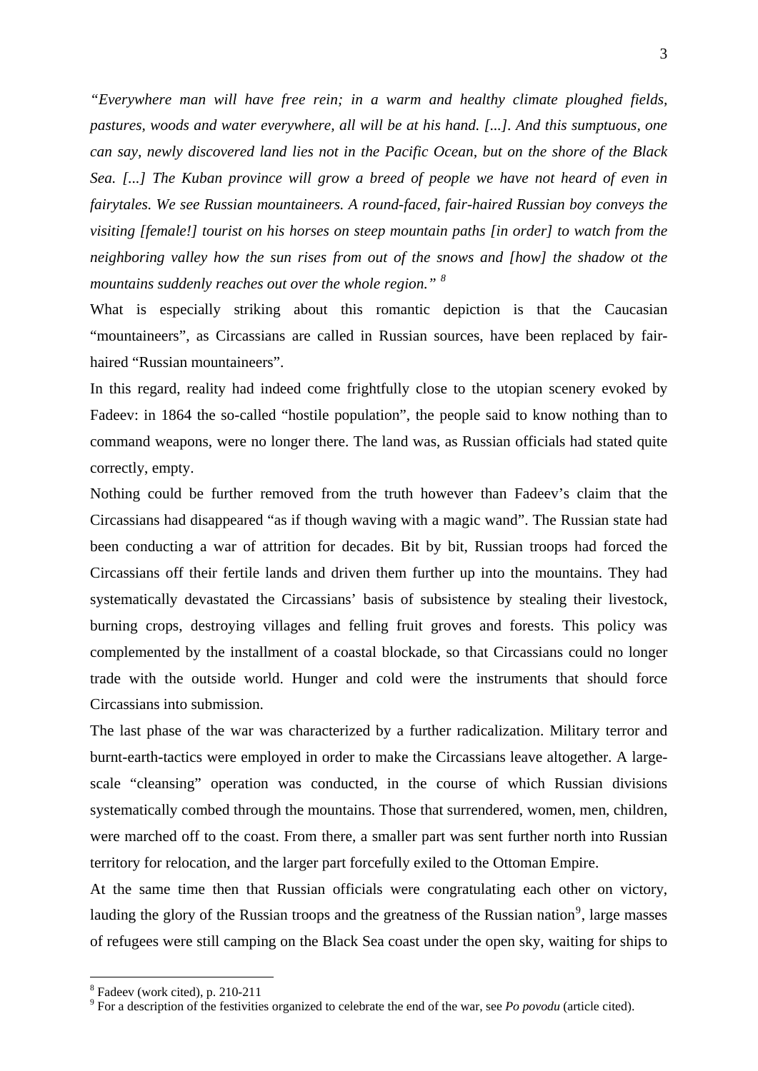*"Everywhere man will have free rein; in a warm and healthy climate ploughed fields, pastures, woods and water everywhere, all will be at his hand. [...]. And this sumptuous, one can say, newly discovered land lies not in the Pacific Ocean, but on the shore of the Black Sea. [...] The Kuban province will grow a breed of people we have not heard of even in fairytales. We see Russian mountaineers. A round-faced, fair-haired Russian boy conveys the visiting [female!] tourist on his horses on steep mountain paths [in order] to watch from the neighboring valley how the sun rises from out of the snows and [how] the shadow ot the mountains suddenly reaches out over the whole region."* [8]

What is especially striking about this romantic depiction is that the Caucasian "mountaineers", as Circassians are called in Russian sources, have been replaced by fair-haired "Russian mountaineers".

In this regard, reality had indeed come frightfully close to the utopian scenery evoked by Fadeev: in 1864 the so-called "hostile population", the people said to know nothing than to command weapons, were no longer there. The land was, as Russian officials had stated quite correctly, empty.

Nothing could be further removed from the truth however than Fadeev's claim that the Circassians had disappeared "as if though waving with a magic wand". The Russian state had been conducting a war of attrition for decades. Bit by bit, Russian troops had forced the Circassians off their fertile lands and driven them further up into the mountains. They had systematically devastated the Circassians' basis of subsistence by stealing their livestock, burning crops, destroying villages and felling fruit groves and forests. This policy was complemented by the installment of a coastal blockade, so that Circassians could no longer trade with the outside world. Hunger and cold were the instruments that should force Circassians into submission.

The last phase of the war was characterized by a further radicalization. Military terror and burnt-earth-tactics were employed in order to make the Circassians leave altogether. A large-scale "cleansing" operation was conducted, in the course of which Russian divisions systematically combed through the mountains. Those that surrendered, women, men, children, were marched off to the coast. From there, a smaller part was sent further north into Russian territory for relocation, and the larger part forcefully exiled to the Ottoman Empire.

At the same time then that Russian officials were congratulating each other on victory, lauding the glory of the Russian troops and the greatness of the Russian nation[9], large masses of refugees were still camping on the Black Sea coast under the open sky, waiting for ships to

---

[8] Fadeev (work cited), p. 210-211

[9] For a description of the festivities organized to celebrate the end of the war, see *Po povodu* (article cited).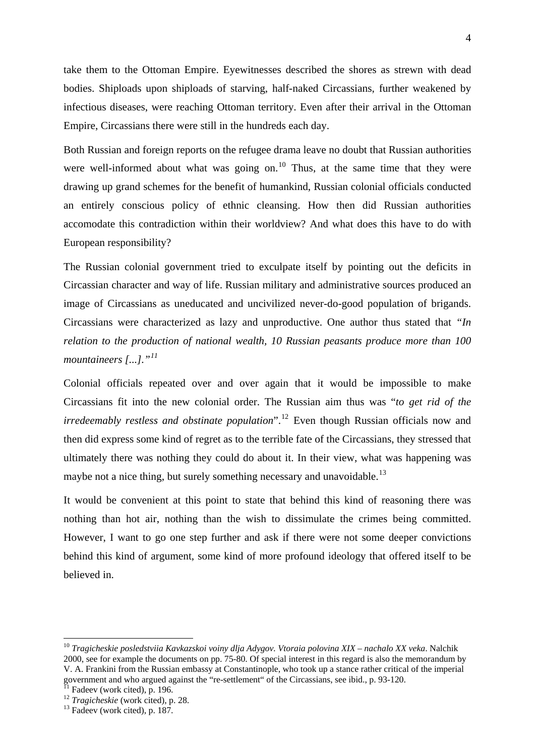take them to the Ottoman Empire. Eyewitnesses described the shores as strewn with dead bodies. Shiploads upon shiploads of starving, half-naked Circassians, further weakened by infectious diseases, were reaching Ottoman territory. Even after their arrival in the Ottoman Empire, Circassians there were still in the hundreds each day.

Both Russian and foreign reports on the refugee drama leave no doubt that Russian authorities were well-informed about what was going on.[10] Thus, at the same time that they were drawing up grand schemes for the benefit of humankind, Russian colonial officials conducted an entirely conscious policy of ethnic cleansing. How then did Russian authorities accomodate this contradiction within their worldview? And what does this have to do with European responsibility?

The Russian colonial government tried to exculpate itself by pointing out the deficits in Circassian character and way of life. Russian military and administrative sources produced an image of Circassians as uneducated and uncivilized never-do-good population of brigands. Circassians were characterized as lazy and unproductive. One author thus stated that *"In relation to the production of national wealth, 10 Russian peasants produce more than 100 mountaineers [...]."*[11]

Colonial officials repeated over and over again that it would be impossible to make Circassians fit into the new colonial order. The Russian aim thus was "*to get rid of the irredeemably restless and obstinate population*".[12] Even though Russian officials now and then did express some kind of regret as to the terrible fate of the Circassians, they stressed that ultimately there was nothing they could do about it. In their view, what was happening was maybe not a nice thing, but surely something necessary and unavoidable.[13]

It would be convenient at this point to state that behind this kind of reasoning there was nothing than hot air, nothing than the wish to dissimulate the crimes being committed. However, I want to go one step further and ask if there were not some deeper convictions behind this kind of argument, some kind of more profound ideology that offered itself to be believed in.

---

[10] *Tragicheskie posledstviia Kavkazskoi voiny dlja Adygov. Vtoraia polovina XIX – nachalo XX veka*. Nalchik 2000, see for example the documents on pp. 75-80. Of special interest in this regard is also the memorandum by V. A. Frankini from the Russian embassy at Constantinople, who took up a stance rather critical of the imperial government and who argued against the "re-settlement" of the Circassians, see ibid., p. 93-120.

[11] Fadeev (work cited), p. 196.

[12] *Tragicheskie* (work cited), p. 28.

[13] Fadeev (work cited), p. 187.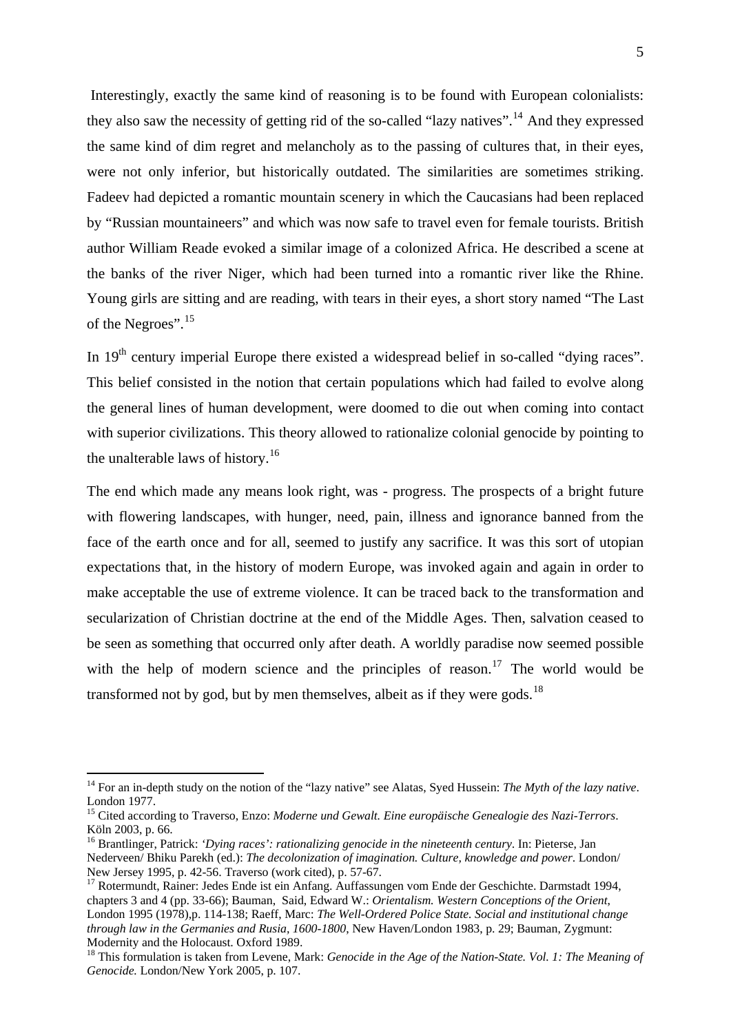Interestingly, exactly the same kind of reasoning is to be found with European colonialists: they also saw the necessity of getting rid of the so-called "lazy natives".[14] And they expressed the same kind of dim regret and melancholy as to the passing of cultures that, in their eyes, were not only inferior, but historically outdated. The similarities are sometimes striking. Fadeev had depicted a romantic mountain scenery in which the Caucasians had been replaced by "Russian mountaineers" and which was now safe to travel even for female tourists. British author William Reade evoked a similar image of a colonized Africa. He described a scene at the banks of the river Niger, which had been turned into a romantic river like the Rhine. Young girls are sitting and are reading, with tears in their eyes, a short story named "The Last of the Negroes".[15]

In 19th century imperial Europe there existed a widespread belief in so-called "dying races". This belief consisted in the notion that certain populations which had failed to evolve along the general lines of human development, were doomed to die out when coming into contact with superior civilizations. This theory allowed to rationalize colonial genocide by pointing to the unalterable laws of history.[16]

The end which made any means look right, was - progress. The prospects of a bright future with flowering landscapes, with hunger, need, pain, illness and ignorance banned from the face of the earth once and for all, seemed to justify any sacrifice. It was this sort of utopian expectations that, in the history of modern Europe, was invoked again and again in order to make acceptable the use of extreme violence. It can be traced back to the transformation and secularization of Christian doctrine at the end of the Middle Ages. Then, salvation ceased to be seen as something that occurred only after death. A worldly paradise now seemed possible with the help of modern science and the principles of reason.[17] The world would be transformed not by god, but by men themselves, albeit as if they were gods.[18]

---

[14] For an in-depth study on the notion of the "lazy native" see Alatas, Syed Hussein: *The Myth of the lazy native*. London 1977.

[15] Cited according to Traverso, Enzo: *Moderne und Gewalt. Eine europäische Genealogie des Nazi-Terrors*. Köln 2003, p. 66.

[16] Brantlinger, Patrick: *'Dying races': rationalizing genocide in the nineteenth century*. In: Pieterse, Jan Nederveen/ Bhiku Parekh (ed.): *The decolonization of imagination. Culture, knowledge and power*. London/ New Jersey 1995, p. 42-56. Traverso (work cited), p. 57-67.

[17] Rotermundt, Rainer: Jedes Ende ist ein Anfang. Auffassungen vom Ende der Geschichte. Darmstadt 1994, chapters 3 and 4 (pp. 33-66); Bauman, Said, Edward W.: *Orientalism. Western Conceptions of the Orient*, London 1995 (1978),p. 114-138; Raeff, Marc: *The Well-Ordered Police State. Social and institutional change through law in the Germanies and Rusia, 1600-1800*, New Haven/London 1983, p. 29; Bauman, Zygmunt: Modernity and the Holocaust. Oxford 1989.

[18] This formulation is taken from Levene, Mark: *Genocide in the Age of the Nation-State. Vol. 1: The Meaning of Genocide.* London/New York 2005, p. 107.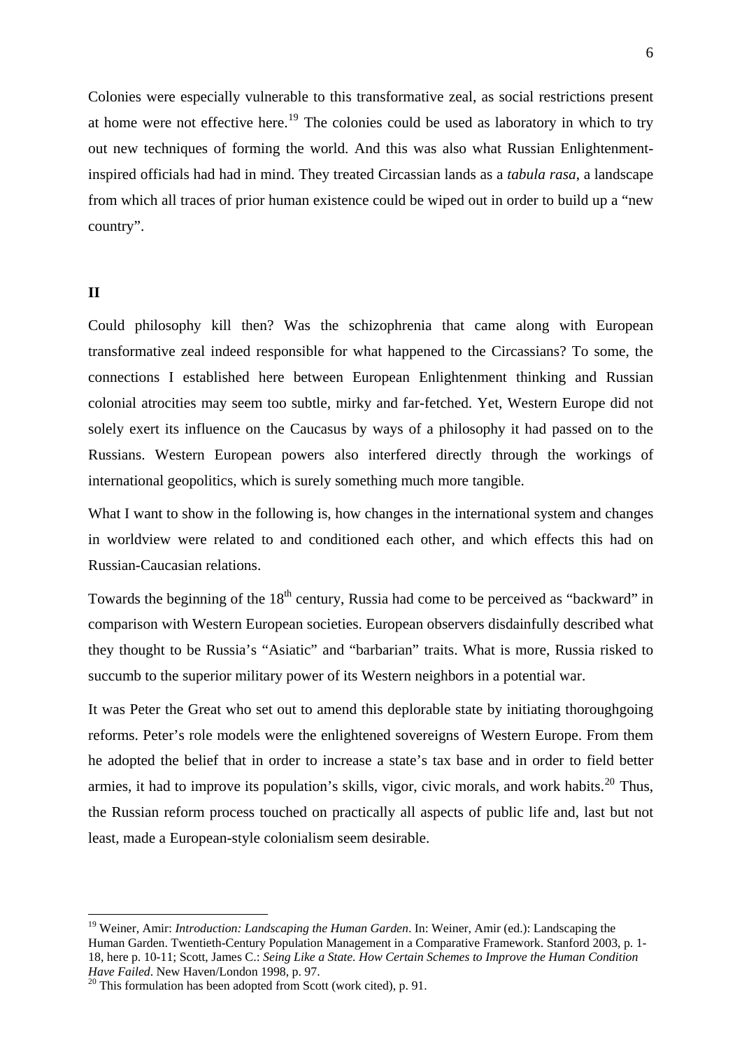Colonies were especially vulnerable to this transformative zeal, as social restrictions present at home were not effective here.[19] The colonies could be used as laboratory in which to try out new techniques of forming the world. And this was also what Russian Enlightenment-inspired officials had had in mind. They treated Circassian lands as a *tabula rasa*, a landscape from which all traces of prior human existence could be wiped out in order to build up a "new country".

**II**

Could philosophy kill then? Was the schizophrenia that came along with European transformative zeal indeed responsible for what happened to the Circassians? To some, the connections I established here between European Enlightenment thinking and Russian colonial atrocities may seem too subtle, mirky and far-fetched. Yet, Western Europe did not solely exert its influence on the Caucasus by ways of a philosophy it had passed on to the Russians. Western European powers also interfered directly through the workings of international geopolitics, which is surely something much more tangible.

What I want to show in the following is, how changes in the international system and changes in worldview were related to and conditioned each other, and which effects this had on Russian-Caucasian relations.

Towards the beginning of the 18th century, Russia had come to be perceived as "backward" in comparison with Western European societies. European observers disdainfully described what they thought to be Russia's "Asiatic" and "barbarian" traits. What is more, Russia risked to succumb to the superior military power of its Western neighbors in a potential war.

It was Peter the Great who set out to amend this deplorable state by initiating thoroughgoing reforms. Peter's role models were the enlightened sovereigns of Western Europe. From them he adopted the belief that in order to increase a state's tax base and in order to field better armies, it had to improve its population's skills, vigor, civic morals, and work habits.[20] Thus, the Russian reform process touched on practically all aspects of public life and, last but not least, made a European-style colonialism seem desirable.

---

[19] Weiner, Amir: *Introduction: Landscaping the Human Garden*. In: Weiner, Amir (ed.): Landscaping the Human Garden. Twentieth-Century Population Management in a Comparative Framework. Stanford 2003, p. 1-18, here p. 10-11; Scott, James C.: *Seing Like a State. How Certain Schemes to Improve the Human Condition Have Failed*. New Haven/London 1998, p. 97.

[20] This formulation has been adopted from Scott (work cited), p. 91.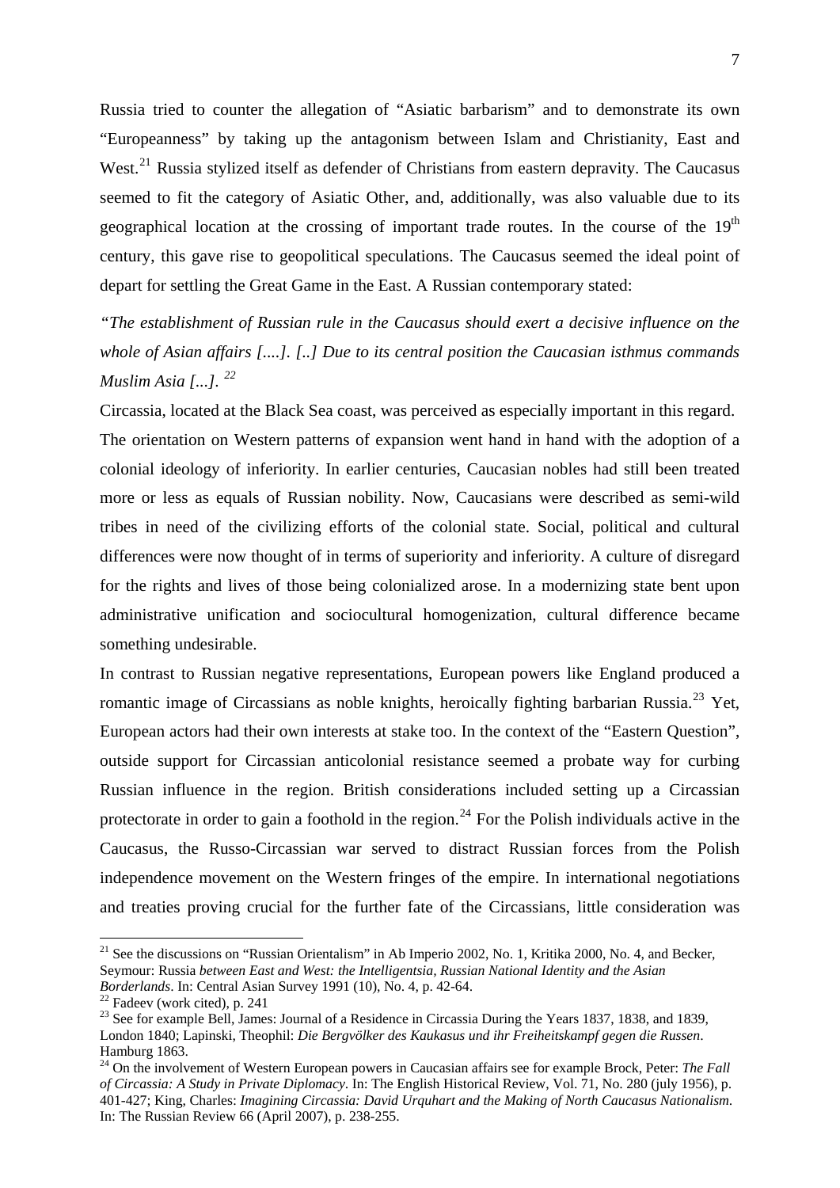Russia tried to counter the allegation of "Asiatic barbarism" and to demonstrate its own "Europeanness" by taking up the antagonism between Islam and Christianity, East and West.[21] Russia stylized itself as defender of Christians from eastern depravity. The Caucasus seemed to fit the category of Asiatic Other, and, additionally, was also valuable due to its geographical location at the crossing of important trade routes. In the course of the 19th century, this gave rise to geopolitical speculations. The Caucasus seemed the ideal point of depart for settling the Great Game in the East. A Russian contemporary stated:

*"The establishment of Russian rule in the Caucasus should exert a decisive influence on the whole of Asian affairs [....]. [..] Due to its central position the Caucasian isthmus commands Muslim Asia [...].* [22]

Circassia, located at the Black Sea coast, was perceived as especially important in this regard. The orientation on Western patterns of expansion went hand in hand with the adoption of a colonial ideology of inferiority. In earlier centuries, Caucasian nobles had still been treated more or less as equals of Russian nobility. Now, Caucasians were described as semi-wild tribes in need of the civilizing efforts of the colonial state. Social, political and cultural differences were now thought of in terms of superiority and inferiority. A culture of disregard for the rights and lives of those being colonialized arose. In a modernizing state bent upon administrative unification and sociocultural homogenization, cultural difference became something undesirable.

In contrast to Russian negative representations, European powers like England produced a romantic image of Circassians as noble knights, heroically fighting barbarian Russia.[23] Yet, European actors had their own interests at stake too. In the context of the "Eastern Question", outside support for Circassian anticolonial resistance seemed a probate way for curbing Russian influence in the region. British considerations included setting up a Circassian protectorate in order to gain a foothold in the region.[24] For the Polish individuals active in the Caucasus, the Russo-Circassian war served to distract Russian forces from the Polish independence movement on the Western fringes of the empire. In international negotiations and treaties proving crucial for the further fate of the Circassians, little consideration was

---

[21] See the discussions on "Russian Orientalism" in Ab Imperio 2002, No. 1, Kritika 2000, No. 4, and Becker, Seymour: Russia *between East and West: the Intelligentsia, Russian National Identity and the Asian Borderlands*. In: Central Asian Survey 1991 (10), No. 4, p. 42-64.

[22] Fadeev (work cited), p. 241

[23] See for example Bell, James: Journal of a Residence in Circassia During the Years 1837, 1838, and 1839, London 1840; Lapinski, Theophil: *Die Bergvölker des Kaukasus und ihr Freiheitskampf gegen die Russen*. Hamburg 1863.

[24] On the involvement of Western European powers in Caucasian affairs see for example Brock, Peter: *The Fall of Circassia: A Study in Private Diplomacy*. In: The English Historical Review, Vol. 71, No. 280 (july 1956), p. 401-427; King, Charles: *Imagining Circassia: David Urquhart and the Making of North Caucasus Nationalism*. In: The Russian Review 66 (April 2007), p. 238-255.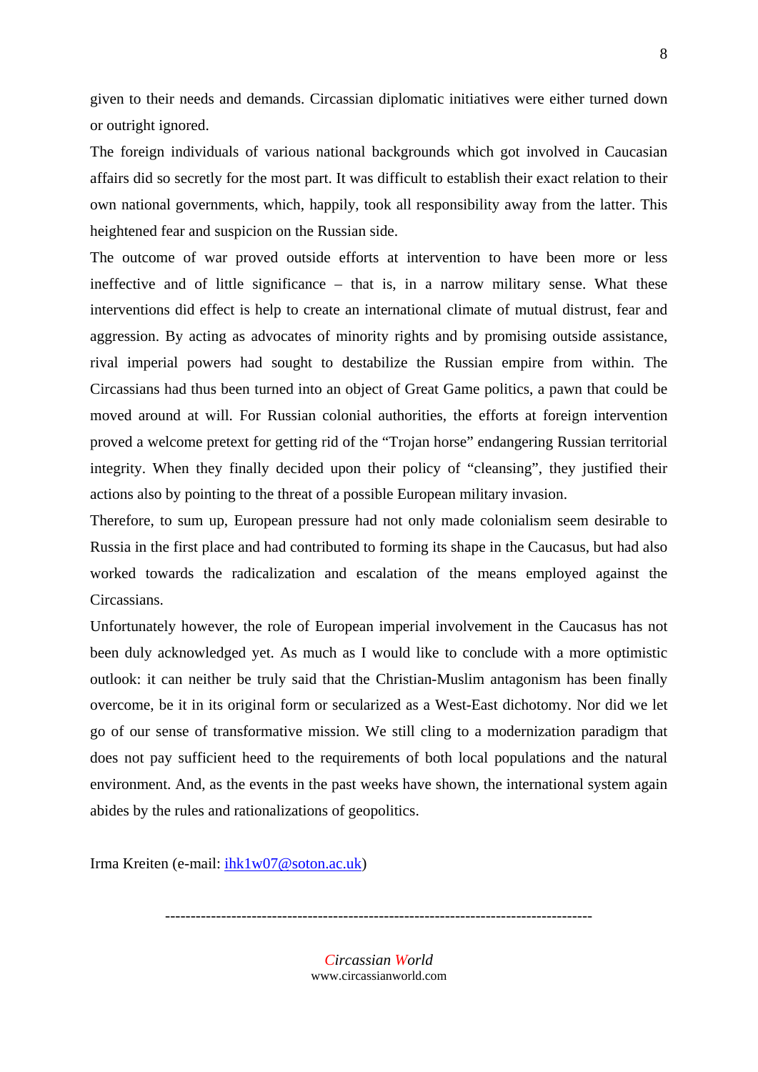given to their needs and demands. Circassian diplomatic initiatives were either turned down or outright ignored.

The foreign individuals of various national backgrounds which got involved in Caucasian affairs did so secretly for the most part. It was difficult to establish their exact relation to their own national governments, which, happily, took all responsibility away from the latter. This heightened fear and suspicion on the Russian side.

The outcome of war proved outside efforts at intervention to have been more or less ineffective and of little significance – that is, in a narrow military sense. What these interventions did effect is help to create an international climate of mutual distrust, fear and aggression. By acting as advocates of minority rights and by promising outside assistance, rival imperial powers had sought to destabilize the Russian empire from within. The Circassians had thus been turned into an object of Great Game politics, a pawn that could be moved around at will. For Russian colonial authorities, the efforts at foreign intervention proved a welcome pretext for getting rid of the "Trojan horse" endangering Russian territorial integrity. When they finally decided upon their policy of "cleansing", they justified their actions also by pointing to the threat of a possible European military invasion.

Therefore, to sum up, European pressure had not only made colonialism seem desirable to Russia in the first place and had contributed to forming its shape in the Caucasus, but had also worked towards the radicalization and escalation of the means employed against the Circassians.

Unfortunately however, the role of European imperial involvement in the Caucasus has not been duly acknowledged yet. As much as I would like to conclude with a more optimistic outlook: it can neither be truly said that the Christian-Muslim antagonism has been finally overcome, be it in its original form or secularized as a West-East dichotomy. Nor did we let go of our sense of transformative mission. We still cling to a modernization paradigm that does not pay sufficient heed to the requirements of both local populations and the natural environment. And, as the events in the past weeks have shown, the international system again abides by the rules and rationalizations of geopolitics.

Irma Kreiten (e-mail: ihk1w07@soton.ac.uk)

---

*Circassian World*
www.circassianworld.com